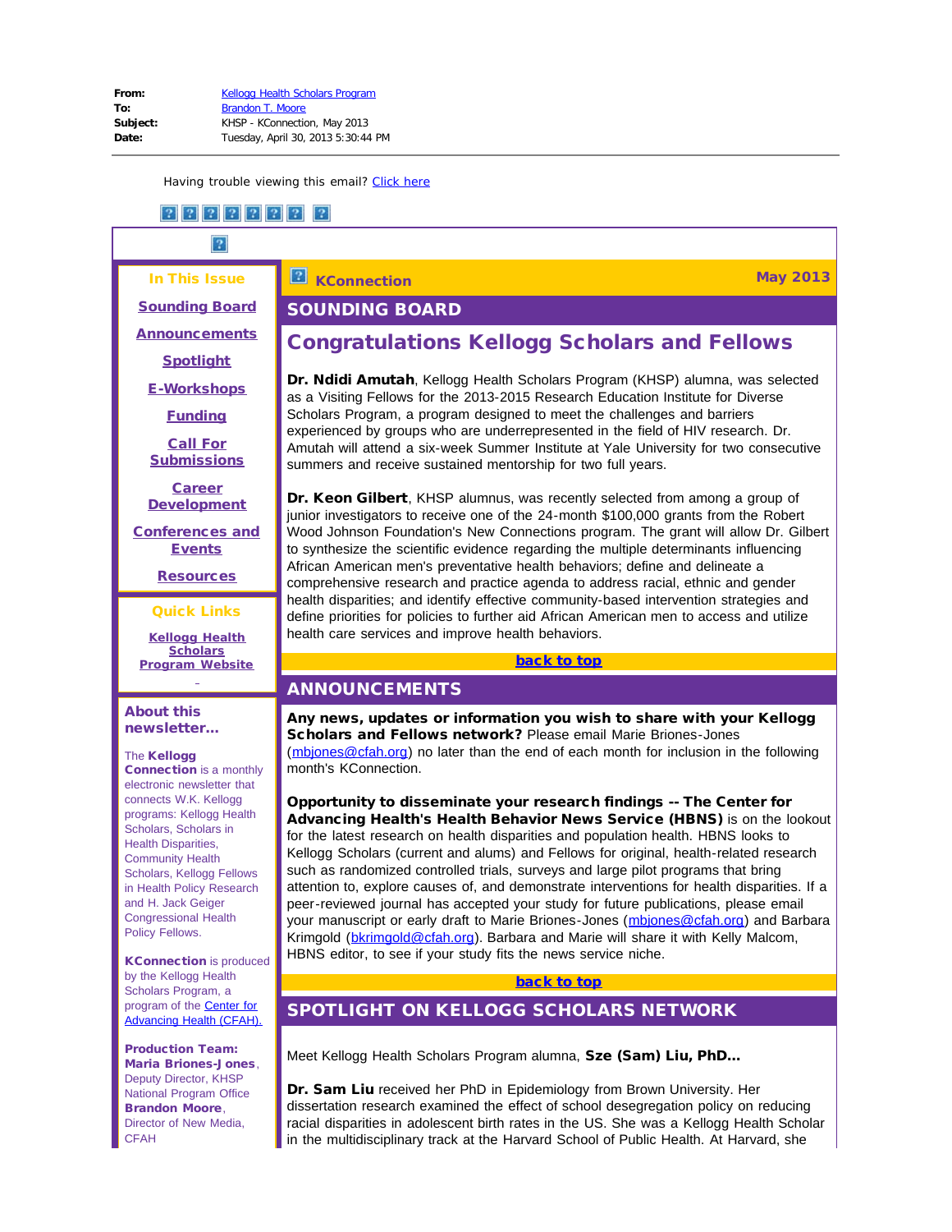**From:** Kellogg Health Scholars Program
**To:** Brandon T. Moore
**Subject:** KHSP - KConnection, May 2013
**Date:** Tuesday, April 30, 2013 5:30:44 PM

Having trouble viewing this email? Click here

**In This Issue**

- Sounding Board
- Announcements
- Spotlight
- E-Workshops
- Funding
- Call For Submissions
- Career Development
- Conferences and Events
- Resources

**Quick Links**

- Kellogg Health Scholars Program Website

**About this newsletter...**

The **Kellogg Connection** is a monthly electronic newsletter that connects W.K. Kellogg programs: Kellogg Health Scholars, Scholars in Health Disparities, Community Health Scholars, Kellogg Fellows in Health Policy Research and H. Jack Geiger Congressional Health Policy Fellows.

**KConnection** is produced by the Kellogg Health Scholars Program, a program of the Center for Advancing Health (CFAH).

**Production Team:**
**Maria Briones-Jones**, Deputy Director, KHSP National Program Office
**Brandon Moore**, Director of New Media, CFAH

**KConnection** — May 2013

## SOUNDING BOARD

### Congratulations Kellogg Scholars and Fellows

**Dr. Ndidi Amutah**, Kellogg Health Scholars Program (KHSP) alumna, was selected as a Visiting Fellows for the 2013-2015 Research Education Institute for Diverse Scholars Program, a program designed to meet the challenges and barriers experienced by groups who are underrepresented in the field of HIV research. Dr. Amutah will attend a six-week Summer Institute at Yale University for two consecutive summers and receive sustained mentorship for two full years.

**Dr. Keon Gilbert**, KHSP alumnus, was recently selected from among a group of junior investigators to receive one of the 24-month $100,000 grants from the Robert Wood Johnson Foundation's New Connections program. The grant will allow Dr. Gilbert to synthesize the scientific evidence regarding the multiple determinants influencing African American men's preventative health behaviors; define and delineate a comprehensive research and practice agenda to address racial, ethnic and gender health disparities; and identify effective community-based intervention strategies and define priorities for policies to further aid African American men to access and utilize health care services and improve health behaviors.

back to top

## ANNOUNCEMENTS

**Any news, updates or information you wish to share with your Kellogg Scholars and Fellows network?** Please email Marie Briones-Jones (mbjones@cfah.org) no later than the end of each month for inclusion in the following month's KConnection.

**Opportunity to disseminate your research findings -- The Center for Advancing Health's Health Behavior News Service (HBNS)** is on the lookout for the latest research on health disparities and population health. HBNS looks to Kellogg Scholars (current and alums) and Fellows for original, health-related research such as randomized controlled trials, surveys and large pilot programs that bring attention to, explore causes of, and demonstrate interventions for health disparities. If a peer-reviewed journal has accepted your study for future publications, please email your manuscript or early draft to Marie Briones-Jones (mbjones@cfah.org) and Barbara Krimgold (bkrimgold@cfah.org). Barbara and Marie will share it with Kelly Malcom, HBNS editor, to see if your study fits the news service niche.

back to top

## SPOTLIGHT ON KELLOGG SCHOLARS NETWORK

Meet Kellogg Health Scholars Program alumna, **Sze (Sam) Liu, PhD...**

**Dr. Sam Liu** received her PhD in Epidemiology from Brown University. Her dissertation research examined the effect of school desegregation policy on reducing racial disparities in adolescent birth rates in the US. She was a Kellogg Health Scholar in the multidisciplinary track at the Harvard School of Public Health. At Harvard, she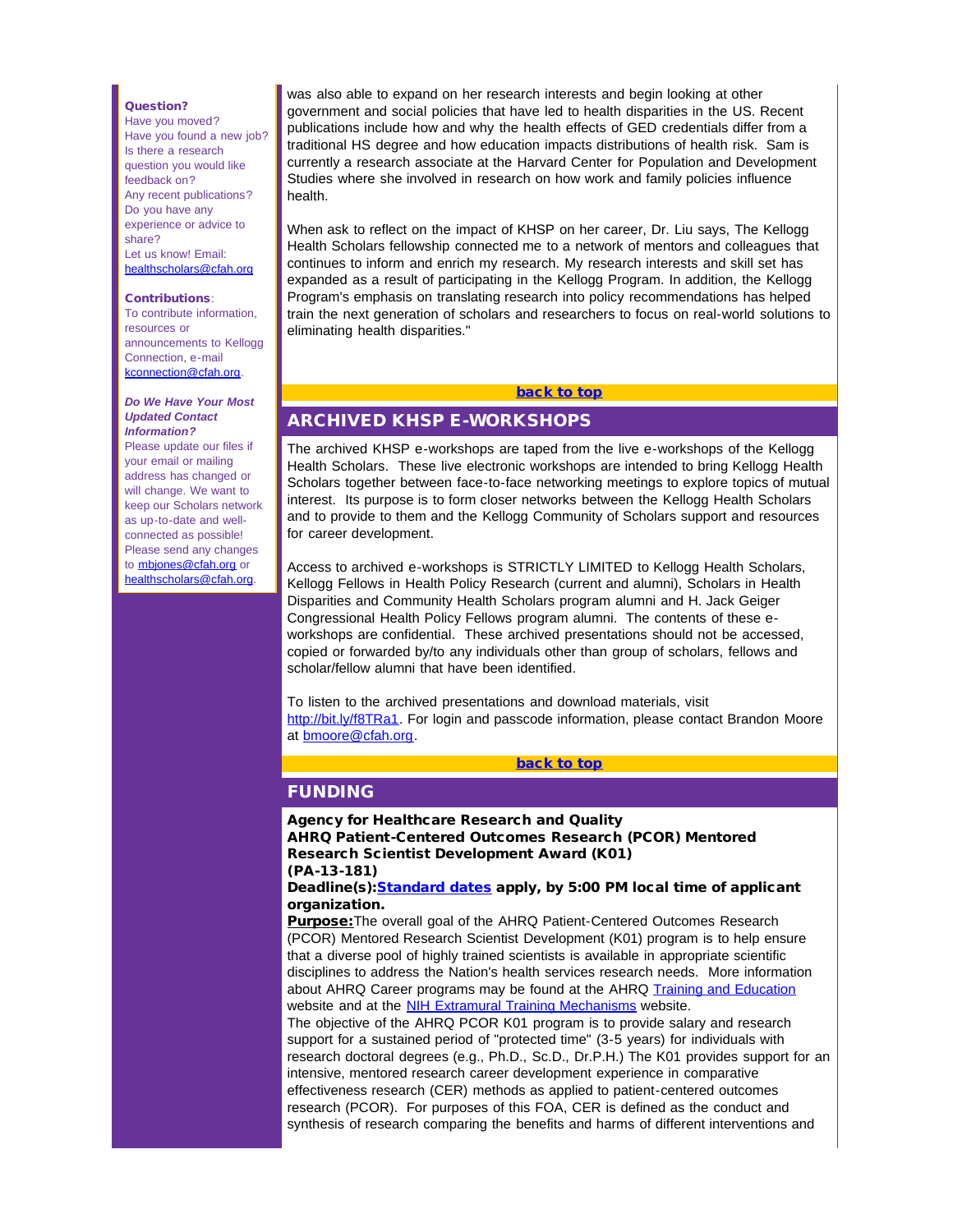**Question?**
Have you moved?
Have you found a new job?
Is there a research question you would like feedback on?
Any recent publications?
Do you have any experience or advice to share?
Let us know! Email: healthscholars@cfah.org

**Contributions**:
To contribute information, resources or announcements to Kellogg Connection, e-mail kconnection@cfah.org.

***Do We Have Your Most Updated Contact Information?***
Please update our files if your email or mailing address has changed or will change. We want to keep our Scholars network as up-to-date and well-connected as possible! Please send any changes to mbjones@cfah.org or healthscholars@cfah.org.

was also able to expand on her research interests and begin looking at other government and social policies that have led to health disparities in the US. Recent publications include how and why the health effects of GED credentials differ from a traditional HS degree and how education impacts distributions of health risk. Sam is currently a research associate at the Harvard Center for Population and Development Studies where she involved in research on how work and family policies influence health.

When ask to reflect on the impact of KHSP on her career, Dr. Liu says, The Kellogg Health Scholars fellowship connected me to a network of mentors and colleagues that continues to inform and enrich my research. My research interests and skill set has expanded as a result of participating in the Kellogg Program. In addition, the Kellogg Program's emphasis on translating research into policy recommendations has helped train the next generation of scholars and researchers to focus on real-world solutions to eliminating health disparities."

**back to top**

## ARCHIVED KHSP E-WORKSHOPS

The archived KHSP e-workshops are taped from the live e-workshops of the Kellogg Health Scholars. These live electronic workshops are intended to bring Kellogg Health Scholars together between face-to-face networking meetings to explore topics of mutual interest. Its purpose is to form closer networks between the Kellogg Health Scholars and to provide to them and the Kellogg Community of Scholars support and resources for career development.

Access to archived e-workshops is STRICTLY LIMITED to Kellogg Health Scholars, Kellogg Fellows in Health Policy Research (current and alumni), Scholars in Health Disparities and Community Health Scholars program alumni and H. Jack Geiger Congressional Health Policy Fellows program alumni. The contents of these e-workshops are confidential. These archived presentations should not be accessed, copied or forwarded by/to any individuals other than group of scholars, fellows and scholar/fellow alumni that have been identified.

To listen to the archived presentations and download materials, visit http://bit.ly/f8TRa1. For login and passcode information, please contact Brandon Moore at bmoore@cfah.org.

**back to top**

## FUNDING

**Agency for Healthcare Research and Quality**
**AHRQ Patient-Centered Outcomes Research (PCOR) Mentored Research Scientist Development Award (K01)**
**(PA-13-181)**
**Deadline(s):Standard dates apply, by 5:00 PM local time of applicant organization.**
**Purpose:**The overall goal of the AHRQ Patient-Centered Outcomes Research (PCOR) Mentored Research Scientist Development (K01) program is to help ensure that a diverse pool of highly trained scientists is available in appropriate scientific disciplines to address the Nation's health services research needs. More information about AHRQ Career programs may be found at the AHRQ Training and Education website and at the NIH Extramural Training Mechanisms website.
The objective of the AHRQ PCOR K01 program is to provide salary and research support for a sustained period of "protected time" (3-5 years) for individuals with research doctoral degrees (e.g., Ph.D., Sc.D., Dr.P.H.) The K01 provides support for an intensive, mentored research career development experience in comparative effectiveness research (CER) methods as applied to patient-centered outcomes research (PCOR). For purposes of this FOA, CER is defined as the conduct and synthesis of research comparing the benefits and harms of different interventions and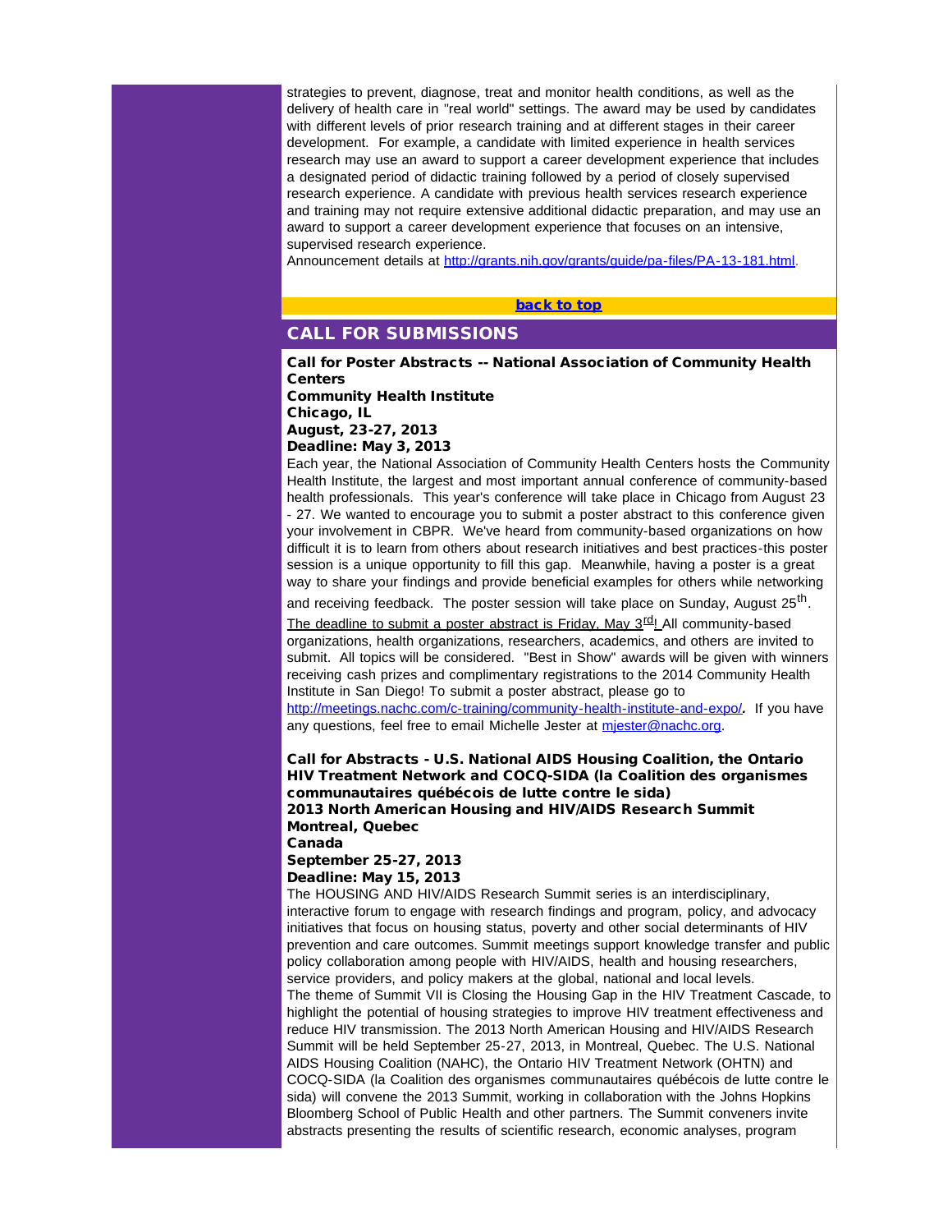strategies to prevent, diagnose, treat and monitor health conditions, as well as the delivery of health care in "real world" settings. The award may be used by candidates with different levels of prior research training and at different stages in their career development. For example, a candidate with limited experience in health services research may use an award to support a career development experience that includes a designated period of didactic training followed by a period of closely supervised research experience. A candidate with previous health services research experience and training may not require extensive additional didactic preparation, and may use an award to support a career development experience that focuses on an intensive, supervised research experience.
Announcement details at [http://grants.nih.gov/grants/guide/pa-files/PA-13-181.html](http://grants.nih.gov/grants/guide/pa-files/PA-13-181.html).

**back to top**

## CALL FOR SUBMISSIONS

**Call for Poster Abstracts -- National Association of Community Health Centers**
**Community Health Institute**
**Chicago, IL**
**August, 23-27, 2013**
**Deadline: May 3, 2013**

Each year, the National Association of Community Health Centers hosts the Community Health Institute, the largest and most important annual conference of community-based health professionals. This year's conference will take place in Chicago from August 23 - 27. We wanted to encourage you to submit a poster abstract to this conference given your involvement in CBPR. We've heard from community-based organizations on how difficult it is to learn from others about research initiatives and best practices-this poster session is a unique opportunity to fill this gap. Meanwhile, having a poster is a great way to share your findings and provide beneficial examples for others while networking and receiving feedback. The poster session will take place on Sunday, August 25th. The deadline to submit a poster abstract is Friday, May 3rd! All community-based organizations, health organizations, researchers, academics, and others are invited to submit. All topics will be considered. "Best in Show" awards will be given with winners receiving cash prizes and complimentary registrations to the 2014 Community Health Institute in San Diego! To submit a poster abstract, please go to [http://meetings.nachc.com/c-training/community-health-institute-and-expo/](http://meetings.nachc.com/c-training/community-health-institute-and-expo/). If you have any questions, feel free to email Michelle Jester at [mjester@nachc.org](mailto:mjester@nachc.org).

**Call for Abstracts - U.S. National AIDS Housing Coalition, the Ontario HIV Treatment Network and COCQ-SIDA (la Coalition des organismes communautaires québécois de lutte contre le sida)**
**2013 North American Housing and HIV/AIDS Research Summit**
**Montreal, Quebec**
**Canada**
**September 25-27, 2013**
**Deadline: May 15, 2013**

The HOUSING AND HIV/AIDS Research Summit series is an interdisciplinary, interactive forum to engage with research findings and program, policy, and advocacy initiatives that focus on housing status, poverty and other social determinants of HIV prevention and care outcomes. Summit meetings support knowledge transfer and public policy collaboration among people with HIV/AIDS, health and housing researchers, service providers, and policy makers at the global, national and local levels.
The theme of Summit VII is Closing the Housing Gap in the HIV Treatment Cascade, to highlight the potential of housing strategies to improve HIV treatment effectiveness and reduce HIV transmission. The 2013 North American Housing and HIV/AIDS Research Summit will be held September 25-27, 2013, in Montreal, Quebec. The U.S. National AIDS Housing Coalition (NAHC), the Ontario HIV Treatment Network (OHTN) and COCQ-SIDA (la Coalition des organismes communautaires québécois de lutte contre le sida) will convene the 2013 Summit, working in collaboration with the Johns Hopkins Bloomberg School of Public Health and other partners. The Summit conveners invite abstracts presenting the results of scientific research, economic analyses, program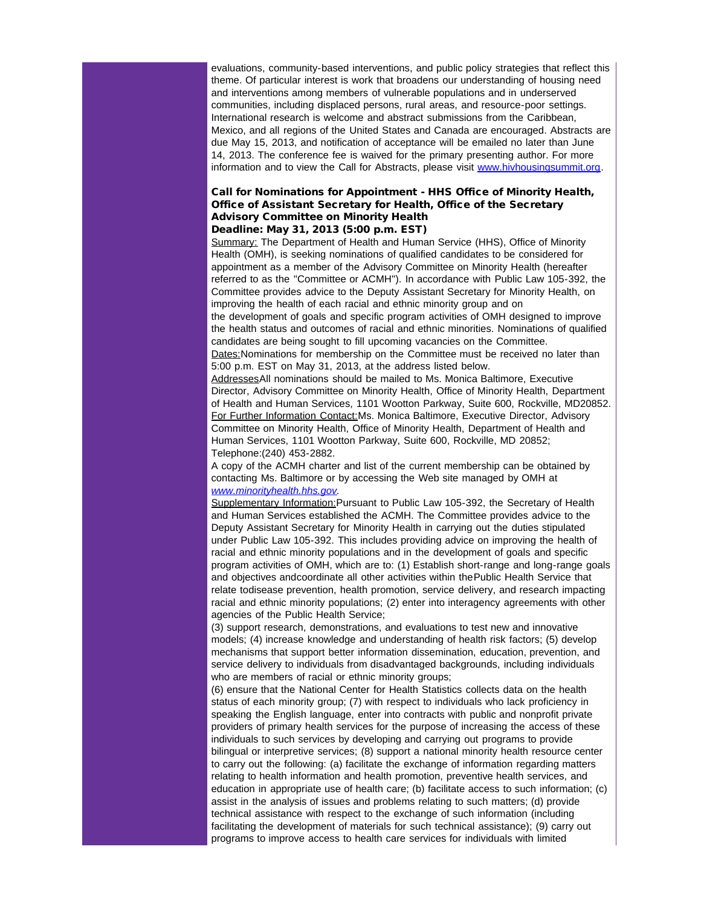evaluations, community-based interventions, and public policy strategies that reflect this theme. Of particular interest is work that broadens our understanding of housing need and interventions among members of vulnerable populations and in underserved communities, including displaced persons, rural areas, and resource-poor settings. International research is welcome and abstract submissions from the Caribbean, Mexico, and all regions of the United States and Canada are encouraged. Abstracts are due May 15, 2013, and notification of acceptance will be emailed no later than June 14, 2013. The conference fee is waived for the primary presenting author. For more information and to view the Call for Abstracts, please visit [www.hivhousingsummit.org](www.hivhousingsummit.org).

**Call for Nominations for Appointment - HHS Office of Minority Health, Office of Assistant Secretary for Health, Office of the Secretary Advisory Committee on Minority Health**
**Deadline: May 31, 2013 (5:00 p.m. EST)**

Summary: The Department of Health and Human Service (HHS), Office of Minority Health (OMH), is seeking nominations of qualified candidates to be considered for appointment as a member of the Advisory Committee on Minority Health (hereafter referred to as the "Committee or ACMH"). In accordance with Public Law 105-392, the Committee provides advice to the Deputy Assistant Secretary for Minority Health, on improving the health of each racial and ethnic minority group and on the development of goals and specific program activities of OMH designed to improve the health status and outcomes of racial and ethnic minorities. Nominations of qualified candidates are being sought to fill upcoming vacancies on the Committee.

Dates:Nominations for membership on the Committee must be received no later than 5:00 p.m. EST on May 31, 2013, at the address listed below.

AddressesAll nominations should be mailed to Ms. Monica Baltimore, Executive Director, Advisory Committee on Minority Health, Office of Minority Health, Department of Health and Human Services, 1101 Wootton Parkway, Suite 600, Rockville, MD20852.

For Further Information Contact:Ms. Monica Baltimore, Executive Director, Advisory Committee on Minority Health, Office of Minority Health, Department of Health and Human Services, 1101 Wootton Parkway, Suite 600, Rockville, MD 20852; Telephone:(240) 453-2882.

A copy of the ACMH charter and list of the current membership can be obtained by contacting Ms. Baltimore or by accessing the Web site managed by OMH at *[www.minorityhealth.hhs.gov](www.minorityhealth.hhs.gov)*.

Supplementary Information:Pursuant to Public Law 105-392, the Secretary of Health and Human Services established the ACMH. The Committee provides advice to the Deputy Assistant Secretary for Minority Health in carrying out the duties stipulated under Public Law 105-392. This includes providing advice on improving the health of racial and ethnic minority populations and in the development of goals and specific program activities of OMH, which are to: (1) Establish short-range and long-range goals and objectives andcoordinate all other activities within thePublic Health Service that relate todisease prevention, health promotion, service delivery, and research impacting racial and ethnic minority populations; (2) enter into interagency agreements with other agencies of the Public Health Service;

(3) support research, demonstrations, and evaluations to test new and innovative models; (4) increase knowledge and understanding of health risk factors; (5) develop mechanisms that support better information dissemination, education, prevention, and service delivery to individuals from disadvantaged backgrounds, including individuals who are members of racial or ethnic minority groups;

(6) ensure that the National Center for Health Statistics collects data on the health status of each minority group; (7) with respect to individuals who lack proficiency in speaking the English language, enter into contracts with public and nonprofit private providers of primary health services for the purpose of increasing the access of these individuals to such services by developing and carrying out programs to provide bilingual or interpretive services; (8) support a national minority health resource center to carry out the following: (a) facilitate the exchange of information regarding matters relating to health information and health promotion, preventive health services, and education in appropriate use of health care; (b) facilitate access to such information; (c) assist in the analysis of issues and problems relating to such matters; (d) provide technical assistance with respect to the exchange of such information (including facilitating the development of materials for such technical assistance); (9) carry out programs to improve access to health care services for individuals with limited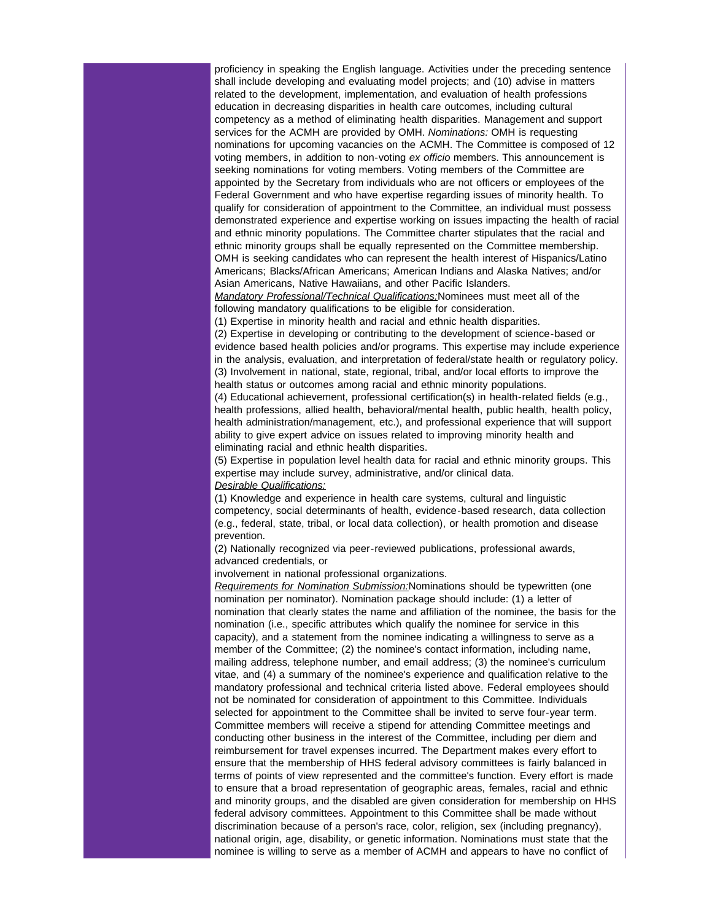proficiency in speaking the English language. Activities under the preceding sentence shall include developing and evaluating model projects; and (10) advise in matters related to the development, implementation, and evaluation of health professions education in decreasing disparities in health care outcomes, including cultural competency as a method of eliminating health disparities. Management and support services for the ACMH are provided by OMH. *Nominations:* OMH is requesting nominations for upcoming vacancies on the ACMH. The Committee is composed of 12 voting members, in addition to non-voting *ex officio* members. This announcement is seeking nominations for voting members. Voting members of the Committee are appointed by the Secretary from individuals who are not officers or employees of the Federal Government and who have expertise regarding issues of minority health. To qualify for consideration of appointment to the Committee, an individual must possess demonstrated experience and expertise working on issues impacting the health of racial and ethnic minority populations. The Committee charter stipulates that the racial and ethnic minority groups shall be equally represented on the Committee membership. OMH is seeking candidates who can represent the health interest of Hispanics/Latino Americans; Blacks/African Americans; American Indians and Alaska Natives; and/or Asian Americans, Native Hawaiians, and other Pacific Islanders.

*Mandatory Professional/Technical Qualifications:* Nominees must meet all of the following mandatory qualifications to be eligible for consideration.

(1) Expertise in minority health and racial and ethnic health disparities.

(2) Expertise in developing or contributing to the development of science-based or evidence based health policies and/or programs. This expertise may include experience in the analysis, evaluation, and interpretation of federal/state health or regulatory policy.

(3) Involvement in national, state, regional, tribal, and/or local efforts to improve the health status or outcomes among racial and ethnic minority populations.

(4) Educational achievement, professional certification(s) in health-related fields (e.g., health professions, allied health, behavioral/mental health, public health, health policy, health administration/management, etc.), and professional experience that will support ability to give expert advice on issues related to improving minority health and eliminating racial and ethnic health disparities.

(5) Expertise in population level health data for racial and ethnic minority groups. This expertise may include survey, administrative, and/or clinical data.

*Desirable Qualifications:*

(1) Knowledge and experience in health care systems, cultural and linguistic competency, social determinants of health, evidence-based research, data collection (e.g., federal, state, tribal, or local data collection), or health promotion and disease prevention.

(2) Nationally recognized via peer-reviewed publications, professional awards, advanced credentials, or involvement in national professional organizations.

*Requirements for Nomination Submission:* Nominations should be typewritten (one nomination per nominator). Nomination package should include: (1) a letter of nomination that clearly states the name and affiliation of the nominee, the basis for the nomination (i.e., specific attributes which qualify the nominee for service in this capacity), and a statement from the nominee indicating a willingness to serve as a member of the Committee; (2) the nominee's contact information, including name, mailing address, telephone number, and email address; (3) the nominee's curriculum vitae, and (4) a summary of the nominee's experience and qualification relative to the mandatory professional and technical criteria listed above. Federal employees should not be nominated for consideration of appointment to this Committee. Individuals selected for appointment to the Committee shall be invited to serve four-year term. Committee members will receive a stipend for attending Committee meetings and conducting other business in the interest of the Committee, including per diem and reimbursement for travel expenses incurred. The Department makes every effort to ensure that the membership of HHS federal advisory committees is fairly balanced in terms of points of view represented and the committee's function. Every effort is made to ensure that a broad representation of geographic areas, females, racial and ethnic and minority groups, and the disabled are given consideration for membership on HHS federal advisory committees. Appointment to this Committee shall be made without discrimination because of a person's race, color, religion, sex (including pregnancy), national origin, age, disability, or genetic information. Nominations must state that the nominee is willing to serve as a member of ACMH and appears to have no conflict of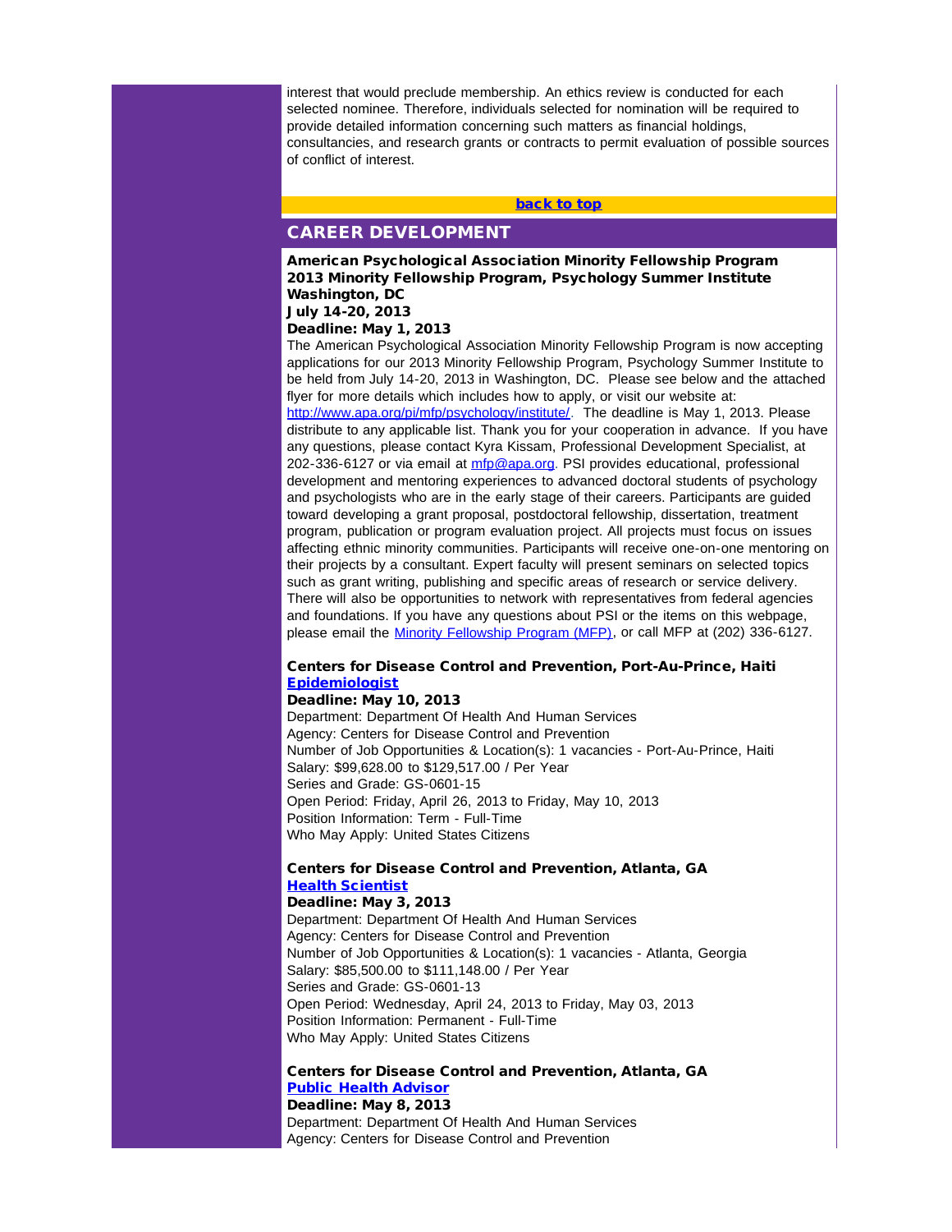interest that would preclude membership. An ethics review is conducted for each selected nominee. Therefore, individuals selected for nomination will be required to provide detailed information concerning such matters as financial holdings, consultancies, and research grants or contracts to permit evaluation of possible sources of conflict of interest.

[back to top](#)

## CAREER DEVELOPMENT

**American Psychological Association Minority Fellowship Program**
**2013 Minority Fellowship Program, Psychology Summer Institute**
**Washington, DC**
**July 14-20, 2013**
**Deadline: May 1, 2013**

The American Psychological Association Minority Fellowship Program is now accepting applications for our 2013 Minority Fellowship Program, Psychology Summer Institute to be held from July 14-20, 2013 in Washington, DC. Please see below and the attached flyer for more details which includes how to apply, or visit our website at: [http://www.apa.org/pi/mfp/psychology/institute/](http://www.apa.org/pi/mfp/psychology/institute/). The deadline is May 1, 2013. Please distribute to any applicable list. Thank you for your cooperation in advance. If you have any questions, please contact Kyra Kissam, Professional Development Specialist, at 202-336-6127 or via email at [mfp@apa.org](mailto:mfp@apa.org). PSI provides educational, professional development and mentoring experiences to advanced doctoral students of psychology and psychologists who are in the early stage of their careers. Participants are guided toward developing a grant proposal, postdoctoral fellowship, dissertation, treatment program, publication or program evaluation project. All projects must focus on issues affecting ethnic minority communities. Participants will receive one-on-one mentoring on their projects by a consultant. Expert faculty will present seminars on selected topics such as grant writing, publishing and specific areas of research or service delivery. There will also be opportunities to network with representatives from federal agencies and foundations. If you have any questions about PSI or the items on this webpage, please email the [Minority Fellowship Program (MFP)](#), or call MFP at (202) 336-6127.

**Centers for Disease Control and Prevention, Port-Au-Prince, Haiti**
**[Epidemiologist](#)**
**Deadline: May 10, 2013**

Department: Department Of Health And Human Services
Agency: Centers for Disease Control and Prevention
Number of Job Opportunities & Location(s): 1 vacancies - Port-Au-Prince, Haiti
Salary: $99,628.00 to $129,517.00 / Per Year
Series and Grade: GS-0601-15
Open Period: Friday, April 26, 2013 to Friday, May 10, 2013
Position Information: Term - Full-Time
Who May Apply: United States Citizens

**Centers for Disease Control and Prevention, Atlanta, GA**
**[Health Scientist](#)**
**Deadline: May 3, 2013**

Department: Department Of Health And Human Services
Agency: Centers for Disease Control and Prevention
Number of Job Opportunities & Location(s): 1 vacancies - Atlanta, Georgia
Salary: $85,500.00 to $111,148.00 / Per Year
Series and Grade: GS-0601-13
Open Period: Wednesday, April 24, 2013 to Friday, May 03, 2013
Position Information: Permanent - Full-Time
Who May Apply: United States Citizens

**Centers for Disease Control and Prevention, Atlanta, GA**
**[Public Health Advisor](#)**
**Deadline: May 8, 2013**

Department: Department Of Health And Human Services
Agency: Centers for Disease Control and Prevention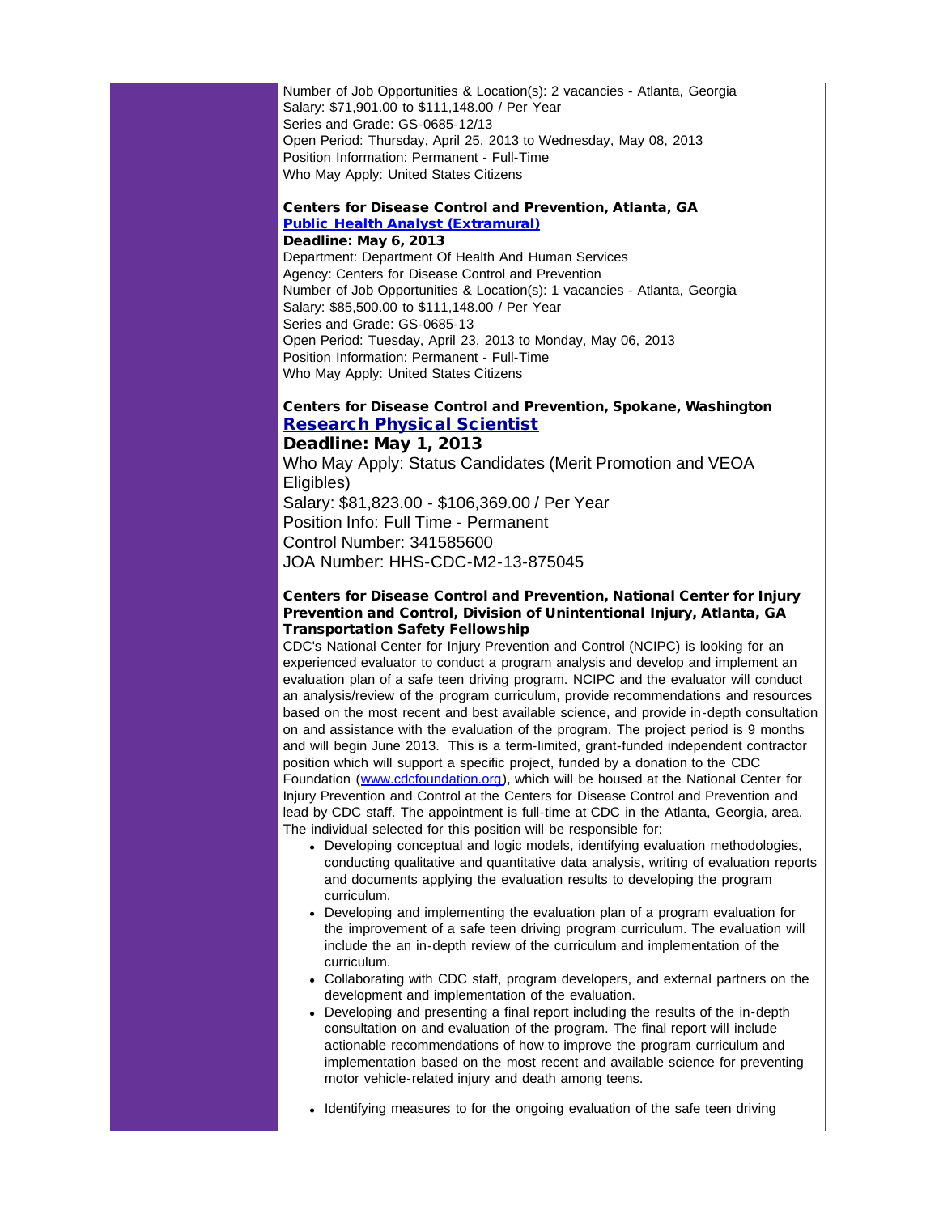Number of Job Opportunities & Location(s): 2 vacancies - Atlanta, Georgia
Salary: $71,901.00 to $111,148.00 / Per Year
Series and Grade: GS-0685-12/13
Open Period: Thursday, April 25, 2013 to Wednesday, May 08, 2013
Position Information: Permanent - Full-Time
Who May Apply: United States Citizens

**Centers for Disease Control and Prevention, Atlanta, GA**
**[Public Health Analyst (Extramural)]()**
**Deadline: May 6, 2013**
Department: Department Of Health And Human Services
Agency: Centers for Disease Control and Prevention
Number of Job Opportunities & Location(s): 1 vacancies - Atlanta, Georgia
Salary: $85,500.00 to $111,148.00 / Per Year
Series and Grade: GS-0685-13
Open Period: Tuesday, April 23, 2013 to Monday, May 06, 2013
Position Information: Permanent - Full-Time
Who May Apply: United States Citizens

**Centers for Disease Control and Prevention, Spokane, Washington**
**[Research Physical Scientist]()**
**Deadline: May 1, 2013**
Who May Apply: Status Candidates (Merit Promotion and VEOA Eligibles)
Salary: $81,823.00 - $106,369.00 / Per Year
Position Info: Full Time - Permanent
Control Number: 341585600
JOA Number: HHS-CDC-M2-13-875045

**Centers for Disease Control and Prevention, National Center for Injury Prevention and Control, Division of Unintentional Injury, Atlanta, GA**
**Transportation Safety Fellowship**
CDC's National Center for Injury Prevention and Control (NCIPC) is looking for an experienced evaluator to conduct a program analysis and develop and implement an evaluation plan of a safe teen driving program. NCIPC and the evaluator will conduct an analysis/review of the program curriculum, provide recommendations and resources based on the most recent and best available science, and provide in-depth consultation on and assistance with the evaluation of the program. The project period is 9 months and will begin June 2013. This is a term-limited, grant-funded independent contractor position which will support a specific project, funded by a donation to the CDC Foundation ([www.cdcfoundation.org](http://www.cdcfoundation.org)), which will be housed at the National Center for Injury Prevention and Control at the Centers for Disease Control and Prevention and lead by CDC staff. The appointment is full-time at CDC in the Atlanta, Georgia, area. The individual selected for this position will be responsible for:

- Developing conceptual and logic models, identifying evaluation methodologies, conducting qualitative and quantitative data analysis, writing of evaluation reports and documents applying the evaluation results to developing the program curriculum.
- Developing and implementing the evaluation plan of a program evaluation for the improvement of a safe teen driving program curriculum. The evaluation will include the an in-depth review of the curriculum and implementation of the curriculum.
- Collaborating with CDC staff, program developers, and external partners on the development and implementation of the evaluation.
- Developing and presenting a final report including the results of the in-depth consultation on and evaluation of the program. The final report will include actionable recommendations of how to improve the program curriculum and implementation based on the most recent and available science for preventing motor vehicle-related injury and death among teens.
- Identifying measures to for the ongoing evaluation of the safe teen driving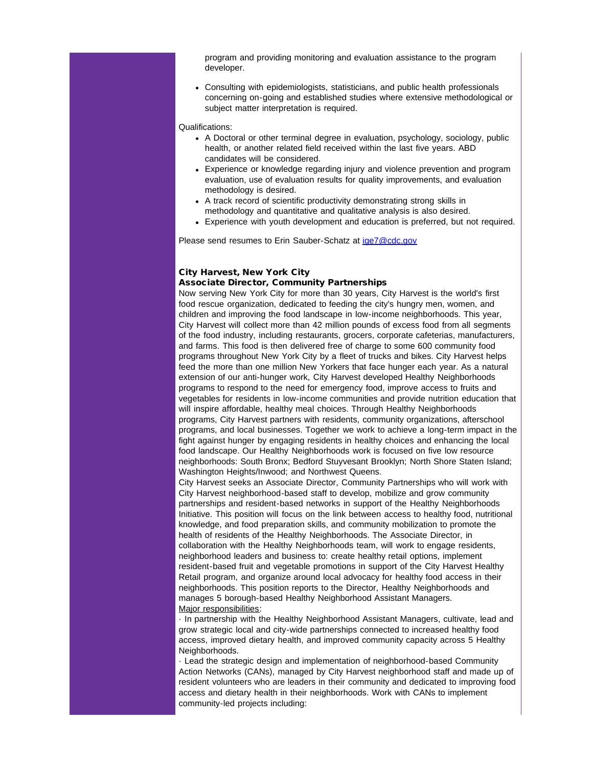program and providing monitoring and evaluation assistance to the program developer.

- Consulting with epidemiologists, statisticians, and public health professionals concerning on-going and established studies where extensive methodological or subject matter interpretation is required.

Qualifications:

- A Doctoral or other terminal degree in evaluation, psychology, sociology, public health, or another related field received within the last five years. ABD candidates will be considered.
- Experience or knowledge regarding injury and violence prevention and program evaluation, use of evaluation results for quality improvements, and evaluation methodology is desired.
- A track record of scientific productivity demonstrating strong skills in methodology and quantitative and qualitative analysis is also desired.
- Experience with youth development and education is preferred, but not required.

Please send resumes to Erin Sauber-Schatz at [ige7@cdc.gov](mailto:ige7@cdc.gov)

**City Harvest, New York City**
**Associate Director, Community Partnerships**

Now serving New York City for more than 30 years, City Harvest is the world's first food rescue organization, dedicated to feeding the city's hungry men, women, and children and improving the food landscape in low-income neighborhoods. This year, City Harvest will collect more than 42 million pounds of excess food from all segments of the food industry, including restaurants, grocers, corporate cafeterias, manufacturers, and farms. This food is then delivered free of charge to some 600 community food programs throughout New York City by a fleet of trucks and bikes. City Harvest helps feed the more than one million New Yorkers that face hunger each year. As a natural extension of our anti-hunger work, City Harvest developed Healthy Neighborhoods programs to respond to the need for emergency food, improve access to fruits and vegetables for residents in low-income communities and provide nutrition education that will inspire affordable, healthy meal choices. Through Healthy Neighborhoods programs, City Harvest partners with residents, community organizations, afterschool programs, and local businesses. Together we work to achieve a long-term impact in the fight against hunger by engaging residents in healthy choices and enhancing the local food landscape. Our Healthy Neighborhoods work is focused on five low resource neighborhoods: South Bronx; Bedford Stuyvesant Brooklyn; North Shore Staten Island; Washington Heights/Inwood; and Northwest Queens.

City Harvest seeks an Associate Director, Community Partnerships who will work with City Harvest neighborhood-based staff to develop, mobilize and grow community partnerships and resident-based networks in support of the Healthy Neighborhoods Initiative. This position will focus on the link between access to healthy food, nutritional knowledge, and food preparation skills, and community mobilization to promote the health of residents of the Healthy Neighborhoods. The Associate Director, in collaboration with the Healthy Neighborhoods team, will work to engage residents, neighborhood leaders and business to: create healthy retail options, implement resident-based fruit and vegetable promotions in support of the City Harvest Healthy Retail program, and organize around local advocacy for healthy food access in their neighborhoods. This position reports to the Director, Healthy Neighborhoods and manages 5 borough-based Healthy Neighborhood Assistant Managers.

Major responsibilities:

· In partnership with the Healthy Neighborhood Assistant Managers, cultivate, lead and grow strategic local and city-wide partnerships connected to increased healthy food access, improved dietary health, and improved community capacity across 5 Healthy Neighborhoods.

· Lead the strategic design and implementation of neighborhood-based Community Action Networks (CANs), managed by City Harvest neighborhood staff and made up of resident volunteers who are leaders in their community and dedicated to improving food access and dietary health in their neighborhoods. Work with CANs to implement community-led projects including: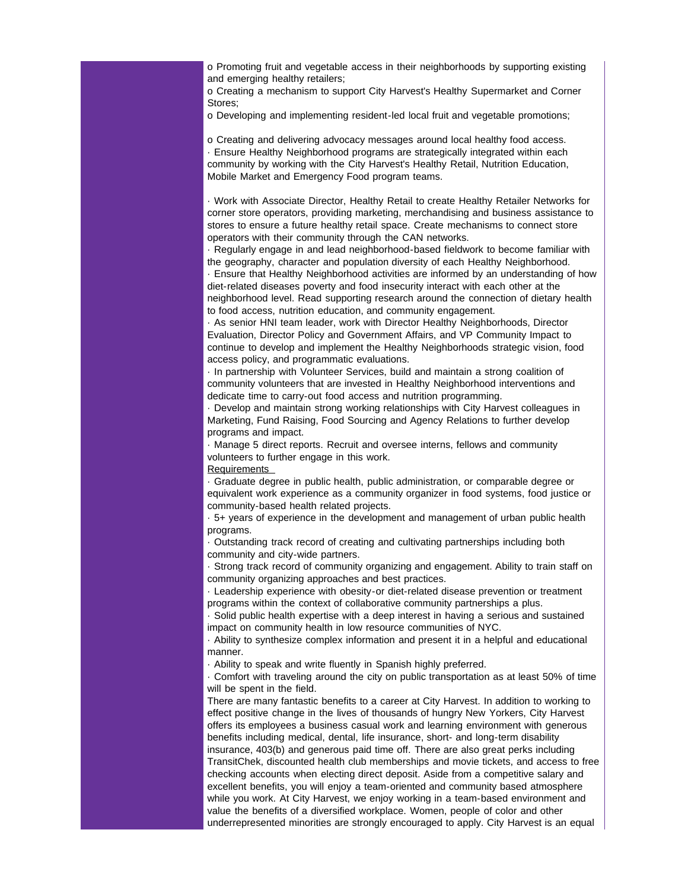o Promoting fruit and vegetable access in their neighborhoods by supporting existing and emerging healthy retailers;
o Creating a mechanism to support City Harvest's Healthy Supermarket and Corner Stores;
o Developing and implementing resident-led local fruit and vegetable promotions;

o Creating and delivering advocacy messages around local healthy food access.
· Ensure Healthy Neighborhood programs are strategically integrated within each community by working with the City Harvest's Healthy Retail, Nutrition Education, Mobile Market and Emergency Food program teams.

· Work with Associate Director, Healthy Retail to create Healthy Retailer Networks for corner store operators, providing marketing, merchandising and business assistance to stores to ensure a future healthy retail space. Create mechanisms to connect store operators with their community through the CAN networks.
· Regularly engage in and lead neighborhood-based fieldwork to become familiar with the geography, character and population diversity of each Healthy Neighborhood.
· Ensure that Healthy Neighborhood activities are informed by an understanding of how diet-related diseases poverty and food insecurity interact with each other at the neighborhood level. Read supporting research around the connection of dietary health to food access, nutrition education, and community engagement.
· As senior HNI team leader, work with Director Healthy Neighborhoods, Director Evaluation, Director Policy and Government Affairs, and VP Community Impact to continue to develop and implement the Healthy Neighborhoods strategic vision, food access policy, and programmatic evaluations.
· In partnership with Volunteer Services, build and maintain a strong coalition of community volunteers that are invested in Healthy Neighborhood interventions and dedicate time to carry-out food access and nutrition programming.
· Develop and maintain strong working relationships with City Harvest colleagues in Marketing, Fund Raising, Food Sourcing and Agency Relations to further develop programs and impact.
· Manage 5 direct reports. Recruit and oversee interns, fellows and community volunteers to further engage in this work.

Requirements

· Graduate degree in public health, public administration, or comparable degree or equivalent work experience as a community organizer in food systems, food justice or community-based health related projects.
· 5+ years of experience in the development and management of urban public health programs.
· Outstanding track record of creating and cultivating partnerships including both community and city-wide partners.
· Strong track record of community organizing and engagement. Ability to train staff on community organizing approaches and best practices.
· Leadership experience with obesity-or diet-related disease prevention or treatment programs within the context of collaborative community partnerships a plus.
· Solid public health expertise with a deep interest in having a serious and sustained impact on community health in low resource communities of NYC.
· Ability to synthesize complex information and present it in a helpful and educational manner.
· Ability to speak and write fluently in Spanish highly preferred.
· Comfort with traveling around the city on public transportation as at least 50% of time will be spent in the field.

There are many fantastic benefits to a career at City Harvest. In addition to working to effect positive change in the lives of thousands of hungry New Yorkers, City Harvest offers its employees a business casual work and learning environment with generous benefits including medical, dental, life insurance, short- and long-term disability insurance, 403(b) and generous paid time off. There are also great perks including TransitChek, discounted health club memberships and movie tickets, and access to free checking accounts when electing direct deposit. Aside from a competitive salary and excellent benefits, you will enjoy a team-oriented and community based atmosphere while you work. At City Harvest, we enjoy working in a team-based environment and value the benefits of a diversified workplace. Women, people of color and other underrepresented minorities are strongly encouraged to apply. City Harvest is an equal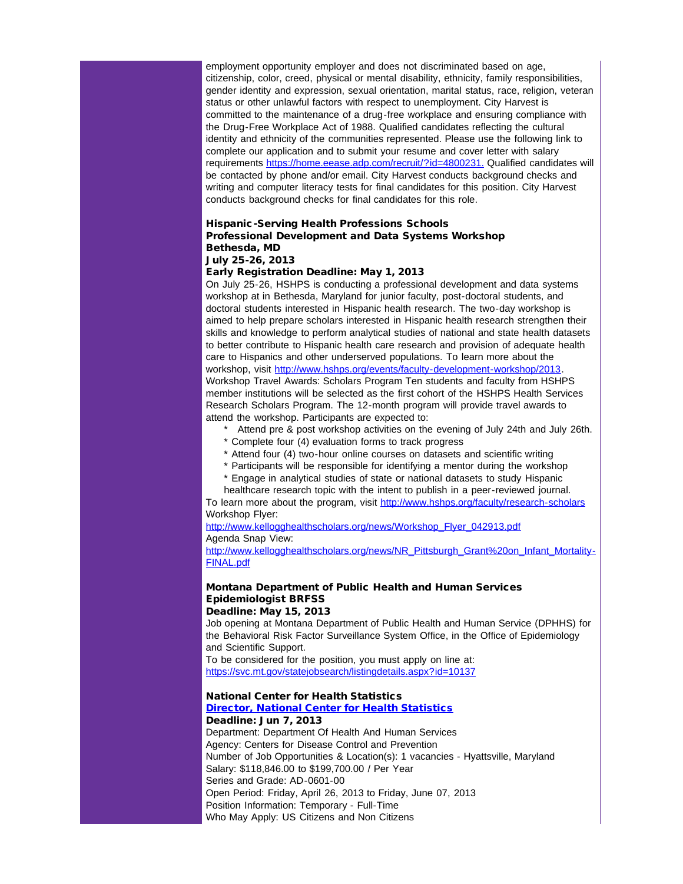employment opportunity employer and does not discriminated based on age, citizenship, color, creed, physical or mental disability, ethnicity, family responsibilities, gender identity and expression, sexual orientation, marital status, race, religion, veteran status or other unlawful factors with respect to unemployment. City Harvest is committed to the maintenance of a drug-free workplace and ensuring compliance with the Drug-Free Workplace Act of 1988. Qualified candidates reflecting the cultural identity and ethnicity of the communities represented. Please use the following link to complete our application and to submit your resume and cover letter with salary requirements [https://home.eease.adp.com/recruit/?id=4800231.](https://home.eease.adp.com/recruit/?id=4800231) Qualified candidates will be contacted by phone and/or email. City Harvest conducts background checks and writing and computer literacy tests for final candidates for this position. City Harvest conducts background checks for final candidates for this role.

**Hispanic-Serving Health Professions Schools**
**Professional Development and Data Systems Workshop**
**Bethesda, MD**
**July 25-26, 2013**
**Early Registration Deadline: May 1, 2013**

On July 25-26, HSHPS is conducting a professional development and data systems workshop at in Bethesda, Maryland for junior faculty, post-doctoral students, and doctoral students interested in Hispanic health research. The two-day workshop is aimed to help prepare scholars interested in Hispanic health research strengthen their skills and knowledge to perform analytical studies of national and state health datasets to better contribute to Hispanic health care research and provision of adequate health care to Hispanics and other underserved populations. To learn more about the workshop, visit [http://www.hshps.org/events/faculty-development-workshop/2013](http://www.hshps.org/events/faculty-development-workshop/2013).
Workshop Travel Awards: Scholars Program Ten students and faculty from HSHPS member institutions will be selected as the first cohort of the HSHPS Health Services Research Scholars Program. The 12-month program will provide travel awards to attend the workshop. Participants are expected to:

* Attend pre & post workshop activities on the evening of July 24th and July 26th.
* Complete four (4) evaluation forms to track progress
* Attend four (4) two-hour online courses on datasets and scientific writing
* Participants will be responsible for identifying a mentor during the workshop
* Engage in analytical studies of state or national datasets to study Hispanic healthcare research topic with the intent to publish in a peer-reviewed journal.

To learn more about the program, visit [http://www.hshps.org/faculty/research-scholars](http://www.hshps.org/faculty/research-scholars)
Workshop Flyer:
[http://www.kellogghealthscholars.org/news/Workshop_Flyer_042913.pdf](http://www.kellogghealthscholars.org/news/Workshop_Flyer_042913.pdf)
Agenda Snap View:
[http://www.kellogghealthscholars.org/news/NR_Pittsburgh_Grant%20on_Infant_Mortality-FINAL.pdf](http://www.kellogghealthscholars.org/news/NR_Pittsburgh_Grant%20on_Infant_Mortality-FINAL.pdf)

**Montana Department of Public Health and Human Services**
**Epidemiologist BRFSS**
**Deadline: May 15, 2013**

Job opening at Montana Department of Public Health and Human Service (DPHHS) for the Behavioral Risk Factor Surveillance System Office, in the Office of Epidemiology and Scientific Support.
To be considered for the position, you must apply on line at:
[https://svc.mt.gov/statejobsearch/listingdetails.aspx?id=10137](https://svc.mt.gov/statejobsearch/listingdetails.aspx?id=10137)

**National Center for Health Statistics**
**[Director, National Center for Health Statistics]()**
**Deadline: Jun 7, 2013**

Department: Department Of Health And Human Services
Agency: Centers for Disease Control and Prevention
Number of Job Opportunities & Location(s): 1 vacancies - Hyattsville, Maryland
Salary: $118,846.00 to $199,700.00 / Per Year
Series and Grade: AD-0601-00
Open Period: Friday, April 26, 2013 to Friday, June 07, 2013
Position Information: Temporary - Full-Time
Who May Apply: US Citizens and Non Citizens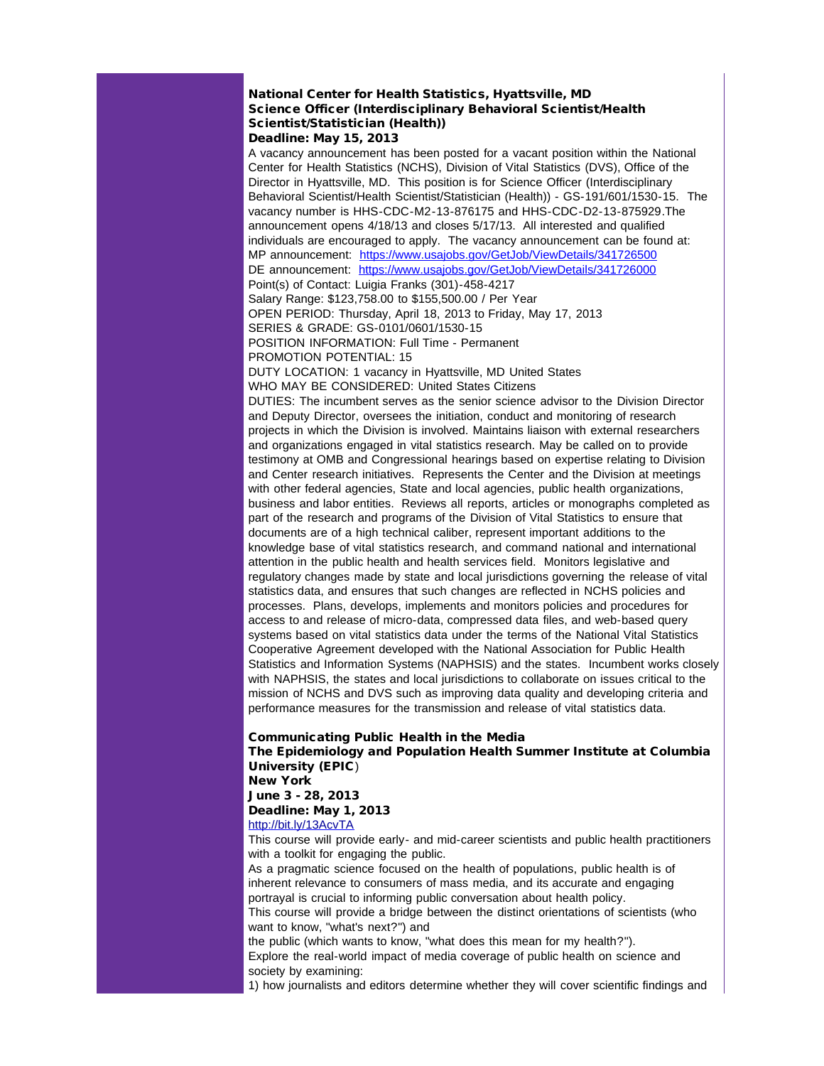**National Center for Health Statistics, Hyattsville, MD**
**Science Officer (Interdisciplinary Behavioral Scientist/Health Scientist/Statistician (Health))**
**Deadline: May 15, 2013**

A vacancy announcement has been posted for a vacant position within the National Center for Health Statistics (NCHS), Division of Vital Statistics (DVS), Office of the Director in Hyattsville, MD. This position is for Science Officer (Interdisciplinary Behavioral Scientist/Health Scientist/Statistician (Health)) - GS-191/601/1530-15. The vacancy number is HHS-CDC-M2-13-876175 and HHS-CDC-D2-13-875929.The announcement opens 4/18/13 and closes 5/17/13. All interested and qualified individuals are encouraged to apply. The vacancy announcement can be found at:
MP announcement: https://www.usajobs.gov/GetJob/ViewDetails/341726500
DE announcement: https://www.usajobs.gov/GetJob/ViewDetails/341726000
Point(s) of Contact: Luigia Franks (301)-458-4217
Salary Range: $123,758.00 to $155,500.00 / Per Year
OPEN PERIOD: Thursday, April 18, 2013 to Friday, May 17, 2013
SERIES & GRADE: GS-0101/0601/1530-15
POSITION INFORMATION: Full Time - Permanent
PROMOTION POTENTIAL: 15
DUTY LOCATION: 1 vacancy in Hyattsville, MD United States
WHO MAY BE CONSIDERED: United States Citizens
DUTIES: The incumbent serves as the senior science advisor to the Division Director and Deputy Director, oversees the initiation, conduct and monitoring of research projects in which the Division is involved. Maintains liaison with external researchers and organizations engaged in vital statistics research. May be called on to provide testimony at OMB and Congressional hearings based on expertise relating to Division and Center research initiatives. Represents the Center and the Division at meetings with other federal agencies, State and local agencies, public health organizations, business and labor entities. Reviews all reports, articles or monographs completed as part of the research and programs of the Division of Vital Statistics to ensure that documents are of a high technical caliber, represent important additions to the knowledge base of vital statistics research, and command national and international attention in the public health and health services field. Monitors legislative and regulatory changes made by state and local jurisdictions governing the release of vital statistics data, and ensures that such changes are reflected in NCHS policies and processes. Plans, develops, implements and monitors policies and procedures for access to and release of micro-data, compressed data files, and web-based query systems based on vital statistics data under the terms of the National Vital Statistics Cooperative Agreement developed with the National Association for Public Health Statistics and Information Systems (NAPHSIS) and the states. Incumbent works closely with NAPHSIS, the states and local jurisdictions to collaborate on issues critical to the mission of NCHS and DVS such as improving data quality and developing criteria and performance measures for the transmission and release of vital statistics data.

**Communicating Public Health in the Media**
**The Epidemiology and Population Health Summer Institute at Columbia University (EPIC)**
**New York**
**June 3 - 28, 2013**
**Deadline: May 1, 2013**
http://bit.ly/13AcvTA

This course will provide early- and mid-career scientists and public health practitioners with a toolkit for engaging the public.
As a pragmatic science focused on the health of populations, public health is of inherent relevance to consumers of mass media, and its accurate and engaging portrayal is crucial to informing public conversation about health policy.
This course will provide a bridge between the distinct orientations of scientists (who want to know, "what's next?") and
the public (which wants to know, "what does this mean for my health?").
Explore the real-world impact of media coverage of public health on science and society by examining:
1) how journalists and editors determine whether they will cover scientific findings and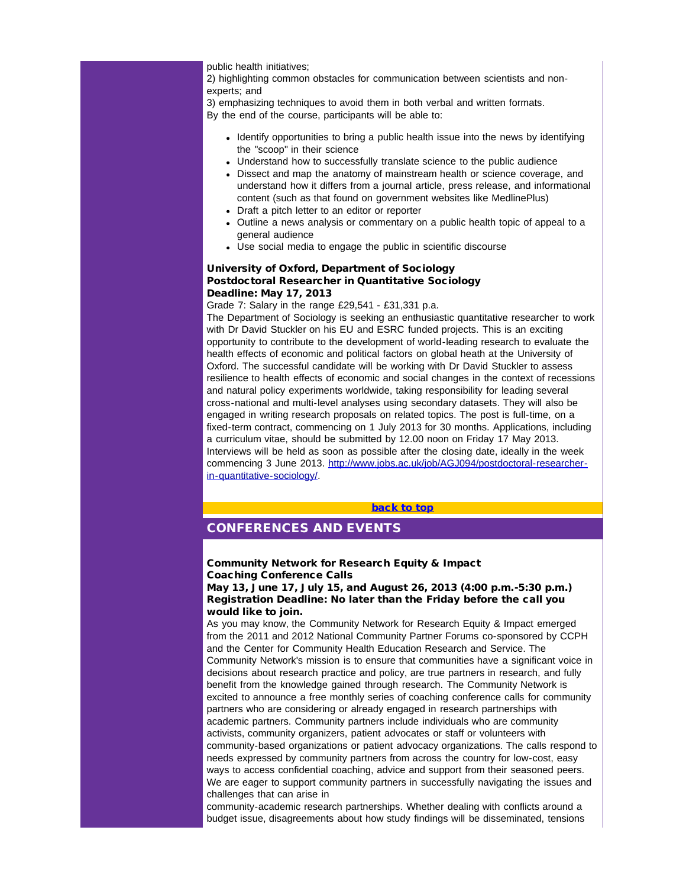public health initiatives;
2) highlighting common obstacles for communication between scientists and non-experts; and
3) emphasizing techniques to avoid them in both verbal and written formats.
By the end of the course, participants will be able to:

- Identify opportunities to bring a public health issue into the news by identifying the "scoop" in their science
- Understand how to successfully translate science to the public audience
- Dissect and map the anatomy of mainstream health or science coverage, and understand how it differs from a journal article, press release, and informational content (such as that found on government websites like MedlinePlus)
- Draft a pitch letter to an editor or reporter
- Outline a news analysis or commentary on a public health topic of appeal to a general audience
- Use social media to engage the public in scientific discourse

**University of Oxford, Department of Sociology**
**Postdoctoral Researcher in Quantitative Sociology**
**Deadline: May 17, 2013**

Grade 7: Salary in the range £29,541 - £31,331 p.a.
The Department of Sociology is seeking an enthusiastic quantitative researcher to work with Dr David Stuckler on his EU and ESRC funded projects. This is an exciting opportunity to contribute to the development of world-leading research to evaluate the health effects of economic and political factors on global heath at the University of Oxford. The successful candidate will be working with Dr David Stuckler to assess resilience to health effects of economic and social changes in the context of recessions and natural policy experiments worldwide, taking responsibility for leading several cross-national and multi-level analyses using secondary datasets. They will also be engaged in writing research proposals on related topics. The post is full-time, on a fixed-term contract, commencing on 1 July 2013 for 30 months. Applications, including a curriculum vitae, should be submitted by 12.00 noon on Friday 17 May 2013. Interviews will be held as soon as possible after the closing date, ideally in the week commencing 3 June 2013. http://www.jobs.ac.uk/job/AGJ094/postdoctoral-researcher-in-quantitative-sociology/.

back to top

## CONFERENCES AND EVENTS

**Community Network for Research Equity & Impact**
**Coaching Conference Calls**
**May 13, June 17, July 15, and August 26, 2013 (4:00 p.m.-5:30 p.m.)**
**Registration Deadline: No later than the Friday before the call you would like to join.**

As you may know, the Community Network for Research Equity & Impact emerged from the 2011 and 2012 National Community Partner Forums co-sponsored by CCPH and the Center for Community Health Education Research and Service. The Community Network's mission is to ensure that communities have a significant voice in decisions about research practice and policy, are true partners in research, and fully benefit from the knowledge gained through research. The Community Network is excited to announce a free monthly series of coaching conference calls for community partners who are considering or already engaged in research partnerships with academic partners. Community partners include individuals who are community activists, community organizers, patient advocates or staff or volunteers with community-based organizations or patient advocacy organizations. The calls respond to needs expressed by community partners from across the country for low-cost, easy ways to access confidential coaching, advice and support from their seasoned peers. We are eager to support community partners in successfully navigating the issues and challenges that can arise in
community-academic research partnerships. Whether dealing with conflicts around a budget issue, disagreements about how study findings will be disseminated, tensions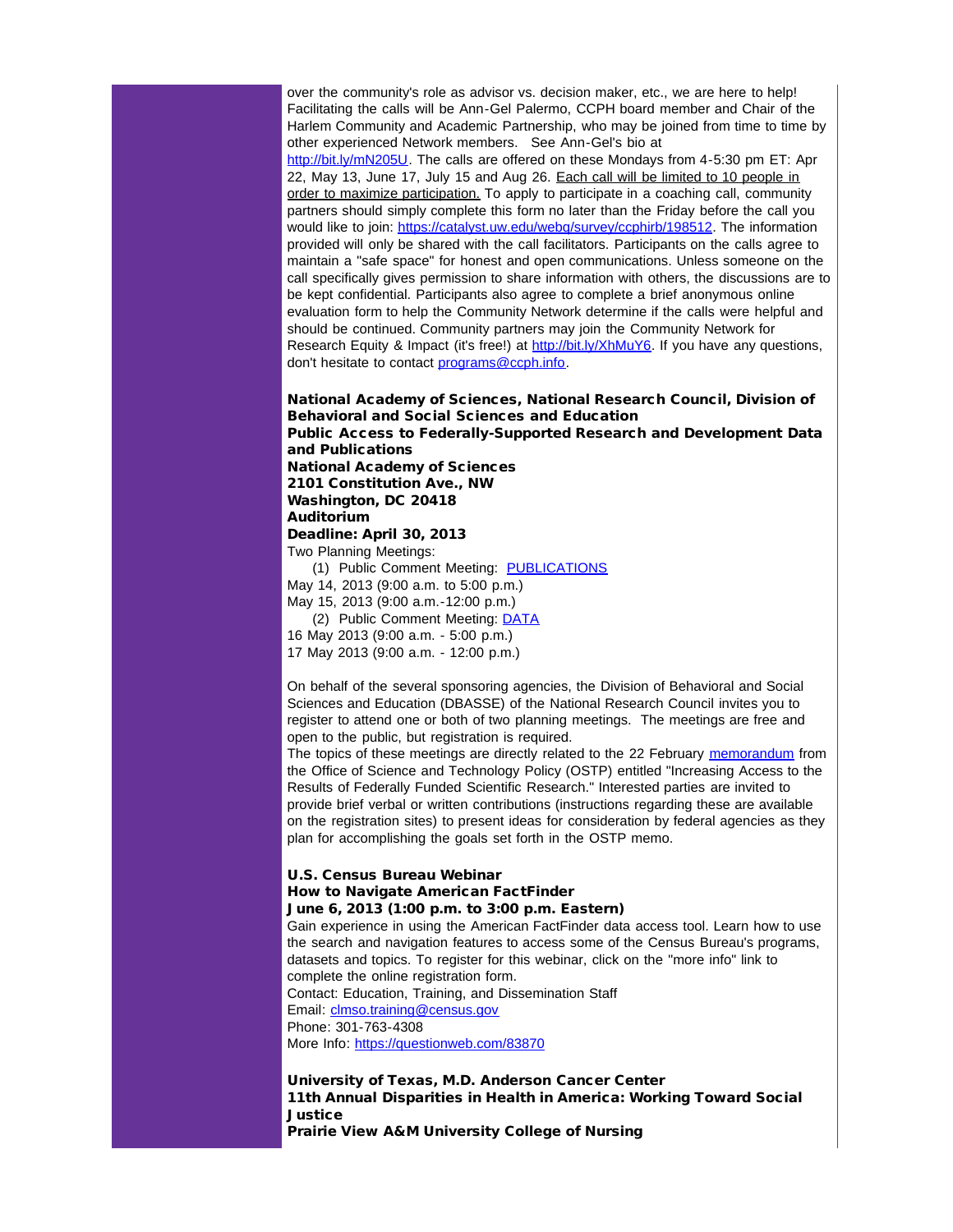over the community's role as advisor vs. decision maker, etc., we are here to help! Facilitating the calls will be Ann-Gel Palermo, CCPH board member and Chair of the Harlem Community and Academic Partnership, who may be joined from time to time by other experienced Network members. See Ann-Gel's bio at http://bit.ly/mN205U. The calls are offered on these Mondays from 4-5:30 pm ET: Apr 22, May 13, June 17, July 15 and Aug 26. Each call will be limited to 10 people in order to maximize participation. To apply to participate in a coaching call, community partners should simply complete this form no later than the Friday before the call you would like to join: https://catalyst.uw.edu/webq/survey/ccphirb/198512. The information provided will only be shared with the call facilitators. Participants on the calls agree to maintain a "safe space" for honest and open communications. Unless someone on the call specifically gives permission to share information with others, the discussions are to be kept confidential. Participants also agree to complete a brief anonymous online evaluation form to help the Community Network determine if the calls were helpful and should be continued. Community partners may join the Community Network for Research Equity & Impact (it's free!) at http://bit.ly/XhMuY6. If you have any questions, don't hesitate to contact programs@ccph.info.

**National Academy of Sciences, National Research Council, Division of Behavioral and Social Sciences and Education**
**Public Access to Federally-Supported Research and Development Data and Publications**
**National Academy of Sciences**
**2101 Constitution Ave., NW**
**Washington, DC 20418**
**Auditorium**
**Deadline: April 30, 2013**

Two Planning Meetings:

(1) Public Comment Meeting: PUBLICATIONS

May 14, 2013 (9:00 a.m. to 5:00 p.m.)
May 15, 2013 (9:00 a.m.-12:00 p.m.)

(2) Public Comment Meeting: DATA

16 May 2013 (9:00 a.m. - 5:00 p.m.)
17 May 2013 (9:00 a.m. - 12:00 p.m.)

On behalf of the several sponsoring agencies, the Division of Behavioral and Social Sciences and Education (DBASSE) of the National Research Council invites you to register to attend one or both of two planning meetings. The meetings are free and open to the public, but registration is required.
The topics of these meetings are directly related to the 22 February memorandum from the Office of Science and Technology Policy (OSTP) entitled "Increasing Access to the Results of Federally Funded Scientific Research." Interested parties are invited to provide brief verbal or written contributions (instructions regarding these are available on the registration sites) to present ideas for consideration by federal agencies as they plan for accomplishing the goals set forth in the OSTP memo.

**U.S. Census Bureau Webinar**
**How to Navigate American FactFinder**
**June 6, 2013 (1:00 p.m. to 3:00 p.m. Eastern)**

Gain experience in using the American FactFinder data access tool. Learn how to use the search and navigation features to access some of the Census Bureau's programs, datasets and topics. To register for this webinar, click on the "more info" link to complete the online registration form.
Contact: Education, Training, and Dissemination Staff
Email: clmso.training@census.gov
Phone: 301-763-4308
More Info: https://questionweb.com/83870

**University of Texas, M.D. Anderson Cancer Center**
**11th Annual Disparities in Health in America: Working Toward Social Justice**
**Prairie View A&M University College of Nursing**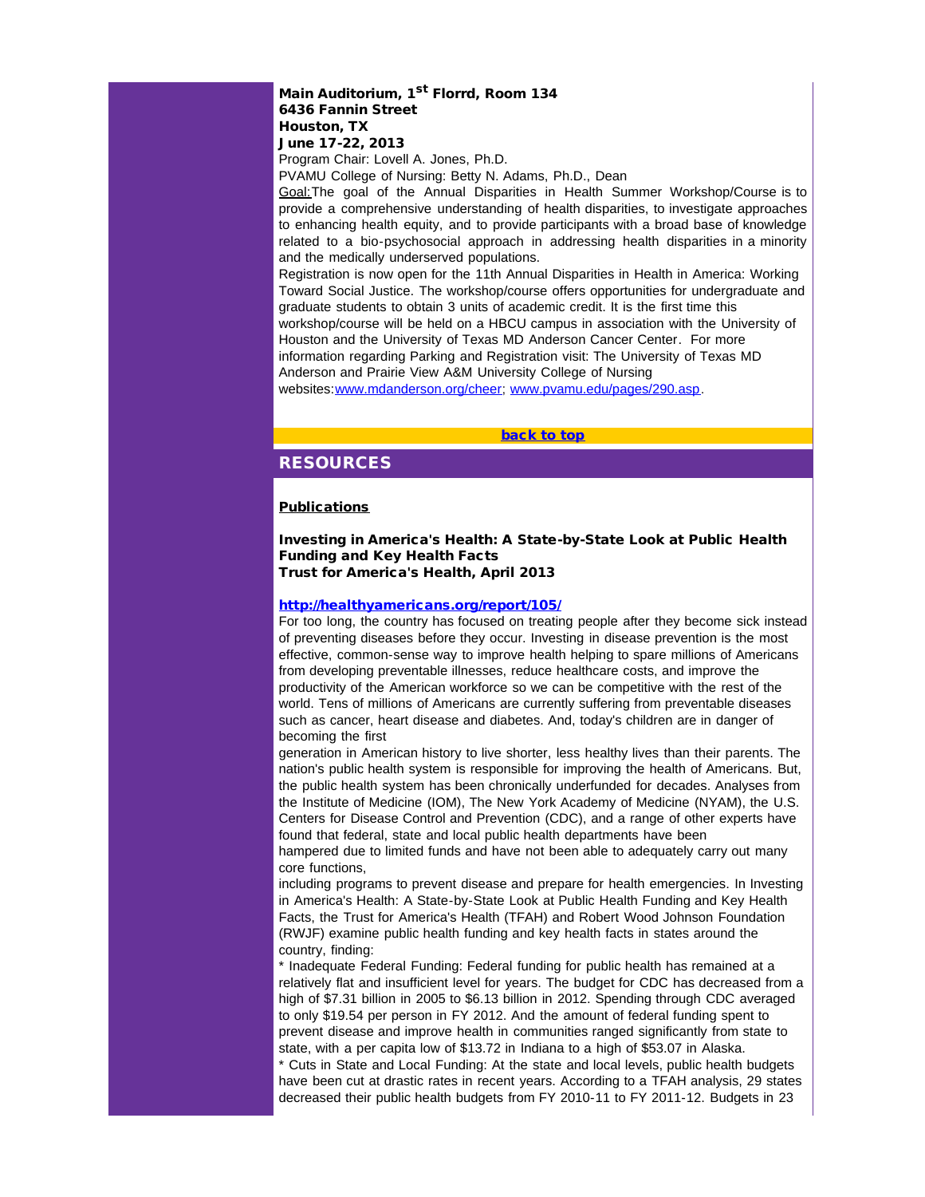**Main Auditorium, 1st Florrd, Room 134**
**6436 Fannin Street**
**Houston, TX**
**June 17-22, 2013**

Program Chair: Lovell A. Jones, Ph.D.

PVAMU College of Nursing: Betty N. Adams, Ph.D., Dean

Goal: The goal of the Annual Disparities in Health Summer Workshop/Course is to provide a comprehensive understanding of health disparities, to investigate approaches to enhancing health equity, and to provide participants with a broad base of knowledge related to a bio-psychosocial approach in addressing health disparities in a minority and the medically underserved populations.

Registration is now open for the 11th Annual Disparities in Health in America: Working Toward Social Justice. The workshop/course offers opportunities for undergraduate and graduate students to obtain 3 units of academic credit. It is the first time this workshop/course will be held on a HBCU campus in association with the University of Houston and the University of Texas MD Anderson Cancer Center. For more information regarding Parking and Registration visit: The University of Texas MD Anderson and Prairie View A&M University College of Nursing websites: www.mdanderson.org/cheer; www.pvamu.edu/pages/290.asp.

**back to top**

## RESOURCES

### Publications

**Investing in America's Health: A State-by-State Look at Public Health Funding and Key Health Facts**
**Trust for America's Health, April 2013**

**http://healthyamericans.org/report/105/**

For too long, the country has focused on treating people after they become sick instead of preventing diseases before they occur. Investing in disease prevention is the most effective, common-sense way to improve health helping to spare millions of Americans from developing preventable illnesses, reduce healthcare costs, and improve the productivity of the American workforce so we can be competitive with the rest of the world. Tens of millions of Americans are currently suffering from preventable diseases such as cancer, heart disease and diabetes. And, today's children are in danger of becoming the first generation in American history to live shorter, less healthy lives than their parents. The nation's public health system is responsible for improving the health of Americans. But, the public health system has been chronically underfunded for decades. Analyses from the Institute of Medicine (IOM), The New York Academy of Medicine (NYAM), the U.S. Centers for Disease Control and Prevention (CDC), and a range of other experts have found that federal, state and local public health departments have been hampered due to limited funds and have not been able to adequately carry out many core functions, including programs to prevent disease and prepare for health emergencies. In Investing in America's Health: A State-by-State Look at Public Health Funding and Key Health Facts, the Trust for America's Health (TFAH) and Robert Wood Johnson Foundation (RWJF) examine public health funding and key health facts in states around the country, finding:

* Inadequate Federal Funding: Federal funding for public health has remained at a relatively flat and insufficient level for years. The budget for CDC has decreased from a high of $7.31 billion in 2005 to $6.13 billion in 2012. Spending through CDC averaged to only $19.54 per person in FY 2012. And the amount of federal funding spent to prevent disease and improve health in communities ranged significantly from state to state, with a per capita low of $13.72 in Indiana to a high of $53.07 in Alaska.

* Cuts in State and Local Funding: At the state and local levels, public health budgets have been cut at drastic rates in recent years. According to a TFAH analysis, 29 states decreased their public health budgets from FY 2010-11 to FY 2011-12. Budgets in 23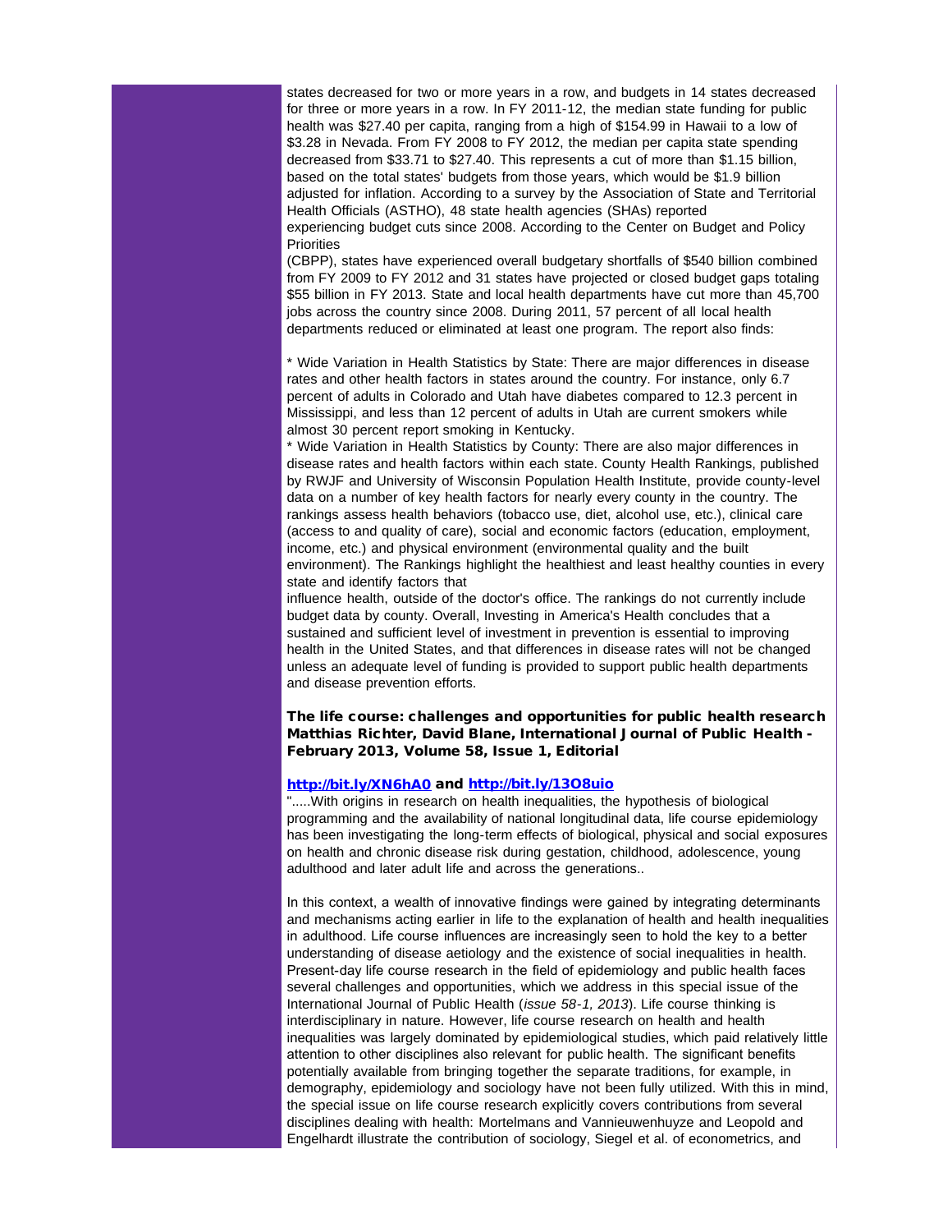states decreased for two or more years in a row, and budgets in 14 states decreased for three or more years in a row. In FY 2011-12, the median state funding for public health was $27.40 per capita, ranging from a high of $154.99 in Hawaii to a low of $3.28 in Nevada. From FY 2008 to FY 2012, the median per capita state spending decreased from $33.71 to $27.40. This represents a cut of more than $1.15 billion, based on the total states' budgets from those years, which would be $1.9 billion adjusted for inflation. According to a survey by the Association of State and Territorial Health Officials (ASTHO), 48 state health agencies (SHAs) reported experiencing budget cuts since 2008. According to the Center on Budget and Policy Priorities (CBPP), states have experienced overall budgetary shortfalls of $540 billion combined from FY 2009 to FY 2012 and 31 states have projected or closed budget gaps totaling $55 billion in FY 2013. State and local health departments have cut more than 45,700 jobs across the country since 2008. During 2011, 57 percent of all local health departments reduced or eliminated at least one program. The report also finds:

* Wide Variation in Health Statistics by State: There are major differences in disease rates and other health factors in states around the country. For instance, only 6.7 percent of adults in Colorado and Utah have diabetes compared to 12.3 percent in Mississippi, and less than 12 percent of adults in Utah are current smokers while almost 30 percent report smoking in Kentucky.
* Wide Variation in Health Statistics by County: There are also major differences in disease rates and health factors within each state. County Health Rankings, published by RWJF and University of Wisconsin Population Health Institute, provide county-level data on a number of key health factors for nearly every county in the country. The rankings assess health behaviors (tobacco use, diet, alcohol use, etc.), clinical care (access to and quality of care), social and economic factors (education, employment, income, etc.) and physical environment (environmental quality and the built environment). The Rankings highlight the healthiest and least healthy counties in every state and identify factors that influence health, outside of the doctor's office. The rankings do not currently include budget data by county. Overall, Investing in America's Health concludes that a sustained and sufficient level of investment in prevention is essential to improving health in the United States, and that differences in disease rates will not be changed unless an adequate level of funding is provided to support public health departments and disease prevention efforts.

**The life course: challenges and opportunities for public health research**
**Matthias Richter, David Blane, International Journal of Public Health - February 2013, Volume 58, Issue 1, Editorial**

**http://bit.ly/XN6hA0 and http://bit.ly/13O8uio**

".....With origins in research on health inequalities, the hypothesis of biological programming and the availability of national longitudinal data, life course epidemiology has been investigating the long-term effects of biological, physical and social exposures on health and chronic disease risk during gestation, childhood, adolescence, young adulthood and later adult life and across the generations..

In this context, a wealth of innovative findings were gained by integrating determinants and mechanisms acting earlier in life to the explanation of health and health inequalities in adulthood. Life course influences are increasingly seen to hold the key to a better understanding of disease aetiology and the existence of social inequalities in health. Present-day life course research in the field of epidemiology and public health faces several challenges and opportunities, which we address in this special issue of the International Journal of Public Health (*issue 58-1, 2013*). Life course thinking is interdisciplinary in nature. However, life course research on health and health inequalities was largely dominated by epidemiological studies, which paid relatively little attention to other disciplines also relevant for public health. The significant benefits potentially available from bringing together the separate traditions, for example, in demography, epidemiology and sociology have not been fully utilized. With this in mind, the special issue on life course research explicitly covers contributions from several disciplines dealing with health: Mortelmans and Vannieuwenhuyze and Leopold and Engelhardt illustrate the contribution of sociology, Siegel et al. of econometrics, and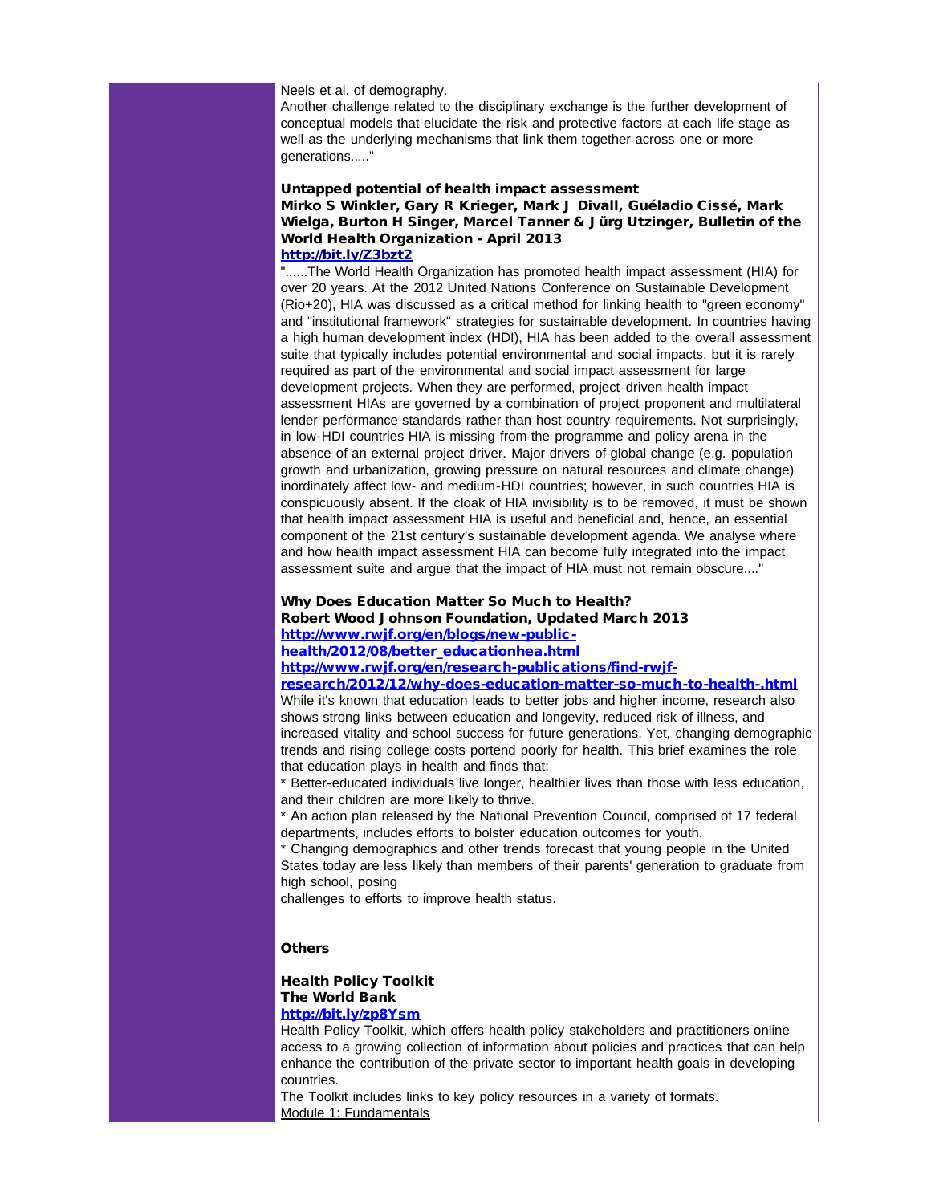Neels et al. of demography.

Another challenge related to the disciplinary exchange is the further development of conceptual models that elucidate the risk and protective factors at each life stage as well as the underlying mechanisms that link them together across one or more generations....."

**Untapped potential of health impact assessment**
**Mirko S Winkler, Gary R Krieger, Mark J Divall, Guéladio Cissé, Mark Wielga, Burton H Singer, Marcel Tanner & Jürg Utzinger, Bulletin of the World Health Organization - April 2013**
**http://bit.ly/Z3bzt2**

"......The World Health Organization has promoted health impact assessment (HIA) for over 20 years. At the 2012 United Nations Conference on Sustainable Development (Rio+20), HIA was discussed as a critical method for linking health to "green economy" and "institutional framework" strategies for sustainable development. In countries having a high human development index (HDI), HIA has been added to the overall assessment suite that typically includes potential environmental and social impacts, but it is rarely required as part of the environmental and social impact assessment for large development projects. When they are performed, project-driven health impact assessment HIAs are governed by a combination of project proponent and multilateral lender performance standards rather than host country requirements. Not surprisingly, in low-HDI countries HIA is missing from the programme and policy arena in the absence of an external project driver. Major drivers of global change (e.g. population growth and urbanization, growing pressure on natural resources and climate change) inordinately affect low- and medium-HDI countries; however, in such countries HIA is conspicuously absent. If the cloak of HIA invisibility is to be removed, it must be shown that health impact assessment HIA is useful and beneficial and, hence, an essential component of the 21st century's sustainable development agenda. We analyse where and how health impact assessment HIA can become fully integrated into the impact assessment suite and argue that the impact of HIA must not remain obscure...."

**Why Does Education Matter So Much to Health?**
**Robert Wood Johnson Foundation, Updated March 2013**
**http://www.rwjf.org/en/blogs/new-public-health/2012/08/better_educationhea.html**
**http://www.rwjf.org/en/research-publications/find-rwjf-research/2012/12/why-does-education-matter-so-much-to-health-.html**

While it's known that education leads to better jobs and higher income, research also shows strong links between education and longevity, reduced risk of illness, and increased vitality and school success for future generations. Yet, changing demographic trends and rising college costs portend poorly for health. This brief examines the role that education plays in health and finds that:

* Better-educated individuals live longer, healthier lives than those with less education, and their children are more likely to thrive.
* An action plan released by the National Prevention Council, comprised of 17 federal departments, includes efforts to bolster education outcomes for youth.
* Changing demographics and other trends forecast that young people in the United States today are less likely than members of their parents' generation to graduate from high school, posing challenges to efforts to improve health status.

## Others

**Health Policy Toolkit**
**The World Bank**
**http://bit.ly/zp8Ysm**

Health Policy Toolkit, which offers health policy stakeholders and practitioners online access to a growing collection of information about policies and practices that can help enhance the contribution of the private sector to important health goals in developing countries.

The Toolkit includes links to key policy resources in a variety of formats.

Module 1: Fundamentals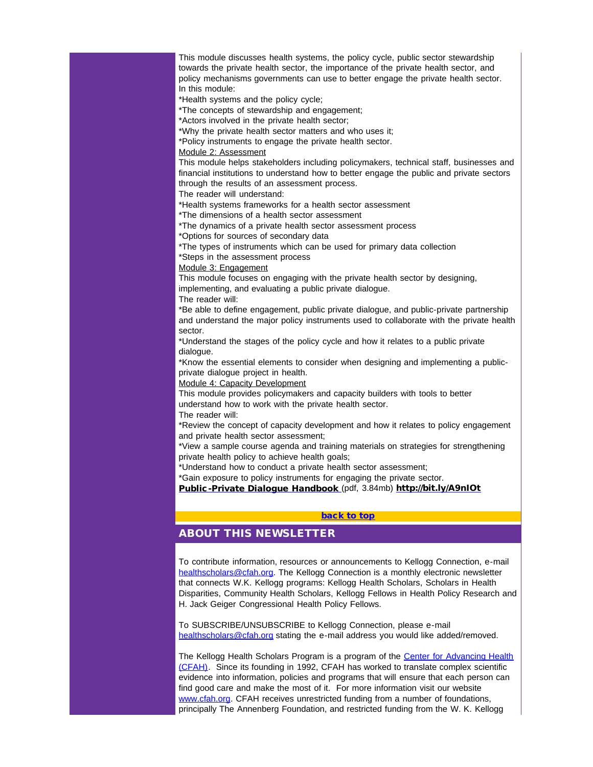This module discusses health systems, the policy cycle, public sector stewardship towards the private health sector, the importance of the private health sector, and policy mechanisms governments can use to better engage the private health sector.
In this module:
*Health systems and the policy cycle;
*The concepts of stewardship and engagement;
*Actors involved in the private health sector;
*Why the private health sector matters and who uses it;
*Policy instruments to engage the private health sector.

Module 2: Assessment

This module helps stakeholders including policymakers, technical staff, businesses and financial institutions to understand how to better engage the public and private sectors through the results of an assessment process.
The reader will understand:
*Health systems frameworks for a health sector assessment
*The dimensions of a health sector assessment
*The dynamics of a private health sector assessment process
*Options for sources of secondary data
*The types of instruments which can be used for primary data collection
*Steps in the assessment process

Module 3: Engagement

This module focuses on engaging with the private health sector by designing, implementing, and evaluating a public private dialogue.
The reader will:
*Be able to define engagement, public private dialogue, and public-private partnership and understand the major policy instruments used to collaborate with the private health sector.
*Understand the stages of the policy cycle and how it relates to a public private dialogue.
*Know the essential elements to consider when designing and implementing a public-private dialogue project in health.

Module 4: Capacity Development

This module provides policymakers and capacity builders with tools to better understand how to work with the private health sector.
The reader will:
*Review the concept of capacity development and how it relates to policy engagement and private health sector assessment;
*View a sample course agenda and training materials on strategies for strengthening private health policy to achieve health goals;
*Understand how to conduct a private health sector assessment;
*Gain exposure to policy instruments for engaging the private sector.

**Public-Private Dialogue Handbook** (pdf, 3.84mb) **http://bit.ly/A9nIOt**

**back to top**

## ABOUT THIS NEWSLETTER

To contribute information, resources or announcements to Kellogg Connection, e-mail healthscholars@cfah.org. The Kellogg Connection is a monthly electronic newsletter that connects W.K. Kellogg programs: Kellogg Health Scholars, Scholars in Health Disparities, Community Health Scholars, Kellogg Fellows in Health Policy Research and H. Jack Geiger Congressional Health Policy Fellows.

To SUBSCRIBE/UNSUBSCRIBE to Kellogg Connection, please e-mail healthscholars@cfah.org stating the e-mail address you would like added/removed.

The Kellogg Health Scholars Program is a program of the Center for Advancing Health (CFAH). Since its founding in 1992, CFAH has worked to translate complex scientific evidence into information, policies and programs that will ensure that each person can find good care and make the most of it. For more information visit our website www.cfah.org. CFAH receives unrestricted funding from a number of foundations, principally The Annenberg Foundation, and restricted funding from the W. K. Kellogg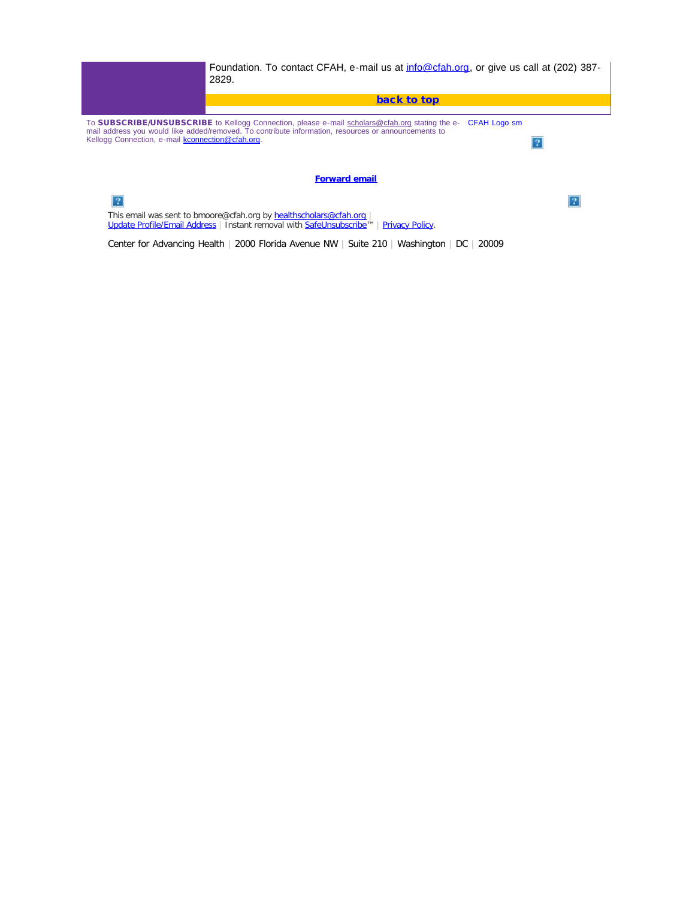Foundation. To contact CFAH, e-mail us at info@cfah.org, or give us call at (202) 387-2829.

**back to top**

To **SUBSCRIBE/UNSUBSCRIBE** to Kellogg Connection, please e-mail scholars@cfah.org stating the e-mail address you would like added/removed. To contribute information, resources or announcements to Kellogg Connection, e-mail kconnection@cfah.org.

CFAH Logo sm

**Forward email**

This email was sent to bmoore@cfah.org by healthscholars@cfah.org | Update Profile/Email Address | Instant removal with SafeUnsubscribe™ | Privacy Policy.

Center for Advancing Health | 2000 Florida Avenue NW | Suite 210 | Washington | DC | 20009